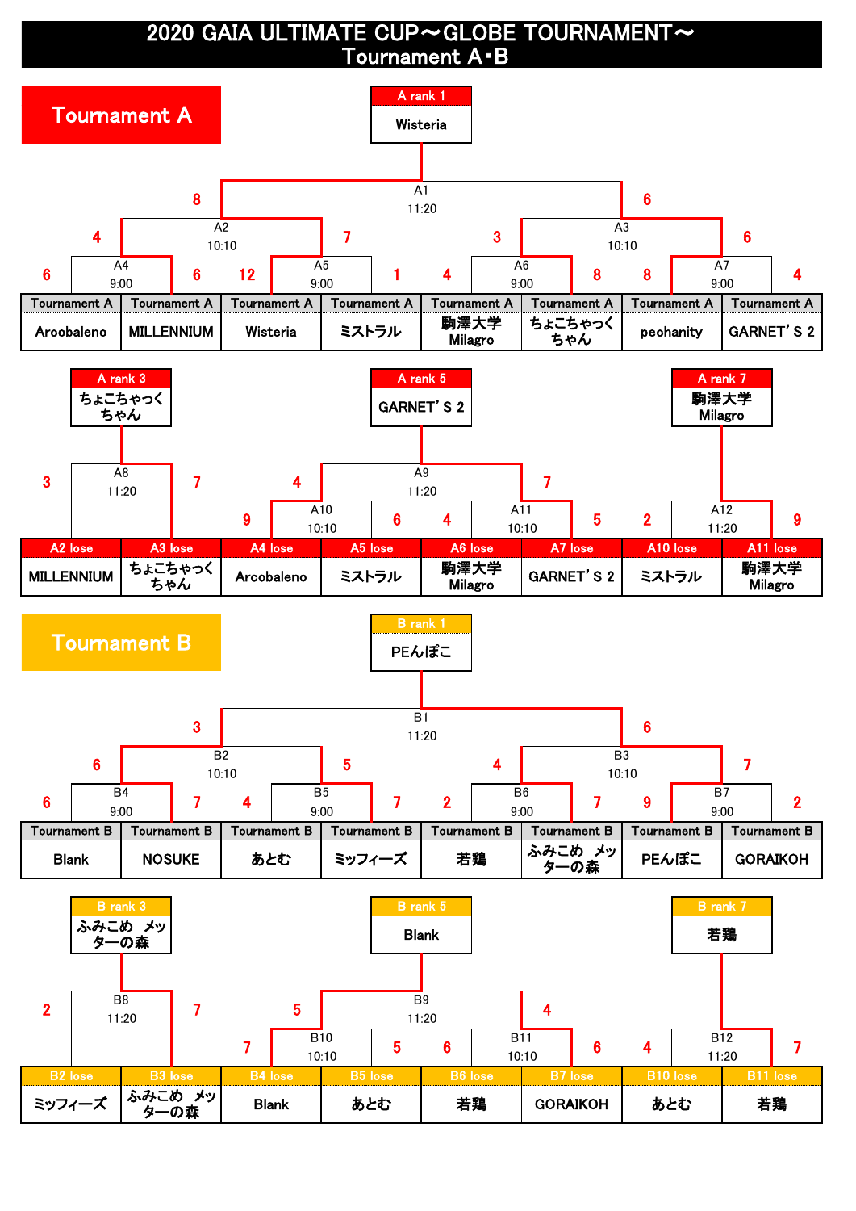# 2020 GAIA ULTIMATE CUP～GLOBE TOURNAMENT～
## Tournament A･B

## Tournament A

**A rank 1:** Wisteria

| Match | Time | Team 1 | Score | Team 2 | Score |
|---|---|---|---|---|---|
| A1 | 11:20 | (A2 winner) | 8 | (A3 winner) | 6 |
| A2 | 10:10 | (A4 winner) | 4 | (A5 winner) | 7 |
| A3 | 10:10 | (A6 winner) | 3 | (A7 winner) | 6 |
| A4 | 9:00 | Arcobaleno | 6 | MILLENNIUM | 6 |
| A5 | 9:00 | Wisteria | 12 | ミストラル | 1 |
| A6 | 9:00 | 駒澤大学 Milagro | 4 | ちょこちゃっく ちゃん | 8 |
| A7 | 9:00 | pechanity | 8 | GARNET’S 2 | 4 |

Teams: Tournament A — Arcobaleno, MILLENNIUM, Wisteria, ミストラル, 駒澤大学 Milagro, ちょこちゃっく ちゃん, pechanity, GARNET’S 2

**A rank 3:** ちょこちゃっく ちゃん

**A rank 5:** GARNET’S 2

**A rank 7:** 駒澤大学 Milagro

| Match | Time | Team 1 | Score | Team 2 | Score |
|---|---|---|---|---|---|
| A8 | 11:20 | A2 lose: MILLENNIUM | 3 | A3 lose: ちょこちゃっく ちゃん | 7 |
| A9 | 11:20 | (A10 winner) | 4 | (A11 winner) | 7 |
| A10 | 10:10 | A4 lose: Arcobaleno | 9 | A5 lose: ミストラル | 6 |
| A11 | 10:10 | A6 lose: 駒澤大学 Milagro | 4 | A7 lose: GARNET’S 2 | 5 |
| A12 | 11:20 | A10 lose: ミストラル | 2 | A11 lose: 駒澤大学 Milagro | 9 |

## Tournament B

**B rank 1:** PEんぽこ

| Match | Time | Team 1 | Score | Team 2 | Score |
|---|---|---|---|---|---|
| B1 | 11:20 | (B2 winner) | 3 | (B3 winner) | 6 |
| B2 | 10:10 | (B4 winner) | 6 | (B5 winner) | 5 |
| B3 | 10:10 | (B6 winner) | 4 | (B7 winner) | 7 |
| B4 | 9:00 | Blank | 6 | NOSUKE | 7 |
| B5 | 9:00 | あとむ | 4 | ミッフィーズ | 7 |
| B6 | 9:00 | 若鶏 | 2 | ふみこめ メッターの森 | 7 |
| B7 | 9:00 | PEんぽこ | 9 | GORAIKOH | 2 |

Teams: Tournament B — Blank, NOSUKE, あとむ, ミッフィーズ, 若鶏, ふみこめ メッターの森, PEんぽこ, GORAIKOH

**B rank 3:** ふみこめ メッターの森

**B rank 5:** Blank

**B rank 7:** 若鶏

| Match | Time | Team 1 | Score | Team 2 | Score |
|---|---|---|---|---|---|
| B8 | 11:20 | B2 lose: ミッフィーズ | 2 | B3 lose: ふみこめ メッターの森 | 7 |
| B9 | 11:20 | (B10 winner) | 5 | (B11 winner) | 4 |
| B10 | 10:10 | B4 lose: Blank | 7 | B5 lose: あとむ | 5 |
| B11 | 10:10 | B6 lose: 若鶏 | 6 | B7 lose: GORAIKOH | 6 |
| B12 | 11:20 | B10 lose: あとむ | 4 | B11 lose: 若鶏 | 7 |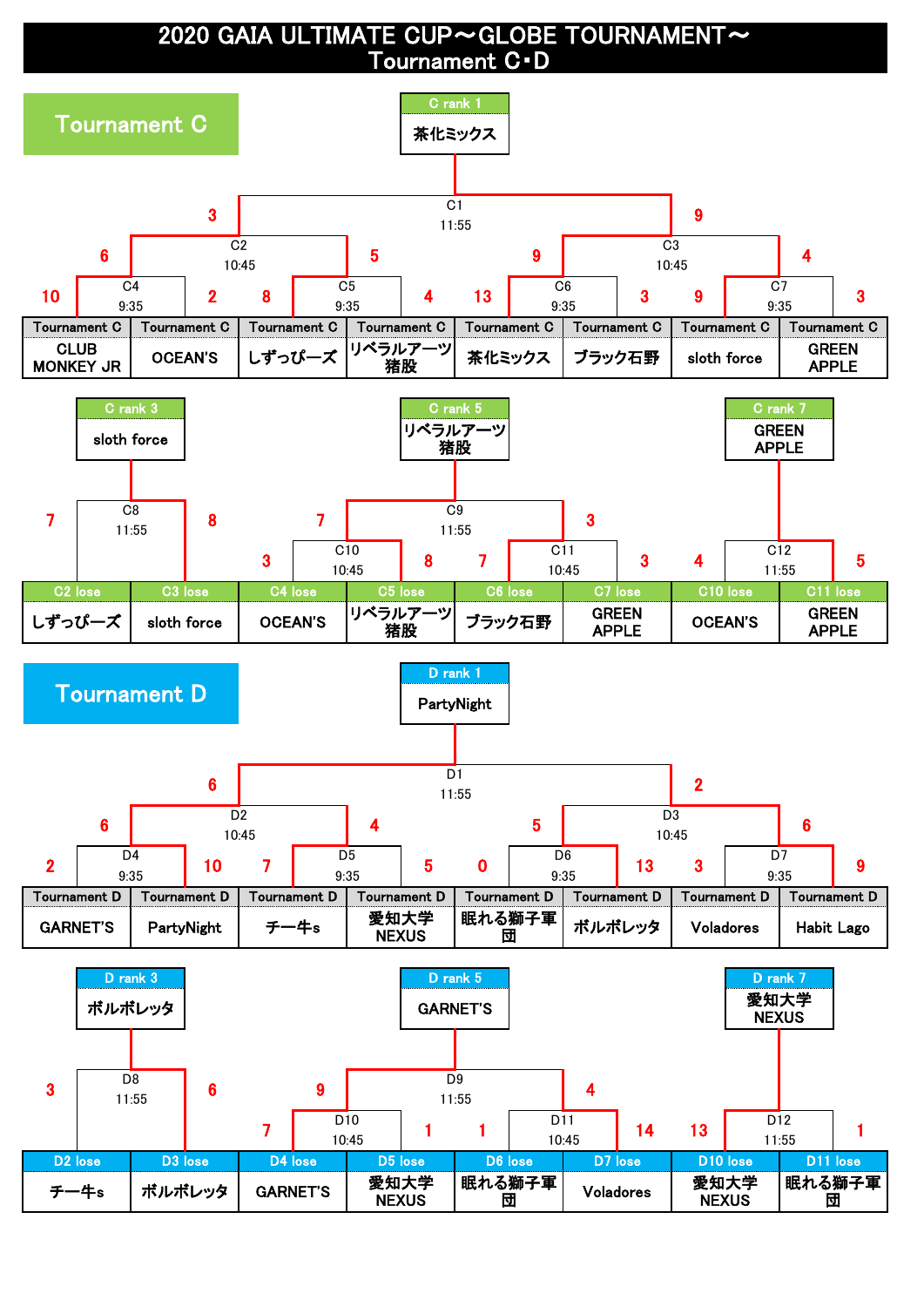# 2020 GAIA ULTIMATE CUP～GLOBE TOURNAMENT～
## Tournament C･D

## Tournament C

**C rank 1: 茶化ミックス**

| Match | Time | Team | Score | Team | Score |
|---|---|---|---|---|---|
| C4 | 9:35 | CLUB MONKEY JR | 10 | OCEAN'S | 2 |
| C5 | 9:35 | しずっぴーズ | 8 | リベラルアーツ猪股 | 4 |
| C6 | 9:35 | 茶化ミックス | 13 | ブラック石野 | 3 |
| C7 | 9:35 | sloth force | 9 | GREEN APPLE | 3 |
| C2 | 10:45 | C4 winner (CLUB MONKEY JR) | 6 | C5 winner (しずっぴーズ) | 5 |
| C3 | 10:45 | C6 winner (茶化ミックス) | 9 | C7 winner (sloth force) | 4 |
| C1 | 11:55 | C2 winner (CLUB MONKEY JR) | 3 | C3 winner (茶化ミックス) | 9 |

**C rank 3: sloth force** / **C rank 5: リベラルアーツ猪股** / **C rank 7: GREEN APPLE**

| Match | Time | Team | Score | Team | Score |
|---|---|---|---|---|---|
| C10 | 10:45 | C4 lose: OCEAN'S | 3 | C5 lose: リベラルアーツ猪股 | 8 |
| C11 | 10:45 | C6 lose: ブラック石野 | 7 | C7 lose: GREEN APPLE | 3 |
| C8 | 11:55 | C2 lose: しずっぴーズ | 7 | C3 lose: sloth force | 8 |
| C9 | 11:55 | C10 winner (リベラルアーツ猪股) | 7 | C11 winner (ブラック石野) | 3 |
| C12 | 11:55 | C10 lose: OCEAN'S | 4 | C11 lose: GREEN APPLE | 5 |

## Tournament D

**D rank 1: PartyNight**

| Match | Time | Team | Score | Team | Score |
|---|---|---|---|---|---|
| D4 | 9:35 | GARNET'S | 2 | PartyNight | 10 |
| D5 | 9:35 | チー牛s | 7 | 愛知大学NEXUS | 5 |
| D6 | 9:35 | 眠れる獅子軍団 | 0 | ボルボレッタ | 13 |
| D7 | 9:35 | Voladores | 3 | Habit Lago | 9 |
| D2 | 10:45 | D4 winner (PartyNight) | 6 | D5 winner (チー牛s) | 4 |
| D3 | 10:45 | D6 winner (ボルボレッタ) | 5 | D7 winner (Habit Lago) | 6 |
| D1 | 11:55 | D2 winner (PartyNight) | 6 | D3 winner (Habit Lago) | 2 |

**D rank 3: ボルボレッタ** / **D rank 5: GARNET'S** / **D rank 7: 愛知大学NEXUS**

| Match | Time | Team | Score | Team | Score |
|---|---|---|---|---|---|
| D10 | 10:45 | D4 lose: GARNET'S | 7 | D5 lose: 愛知大学NEXUS | 1 |
| D11 | 10:45 | D6 lose: 眠れる獅子軍団 | 1 | D7 lose: Voladores | 14 |
| D8 | 11:55 | D2 lose: チー牛s | 3 | D3 lose: ボルボレッタ | 6 |
| D9 | 11:55 | D10 winner (GARNET'S) | 9 | D11 winner (Voladores) | 4 |
| D12 | 11:55 | D10 lose: 愛知大学NEXUS | 13 | D11 lose: 眠れる獅子軍団 | 1 |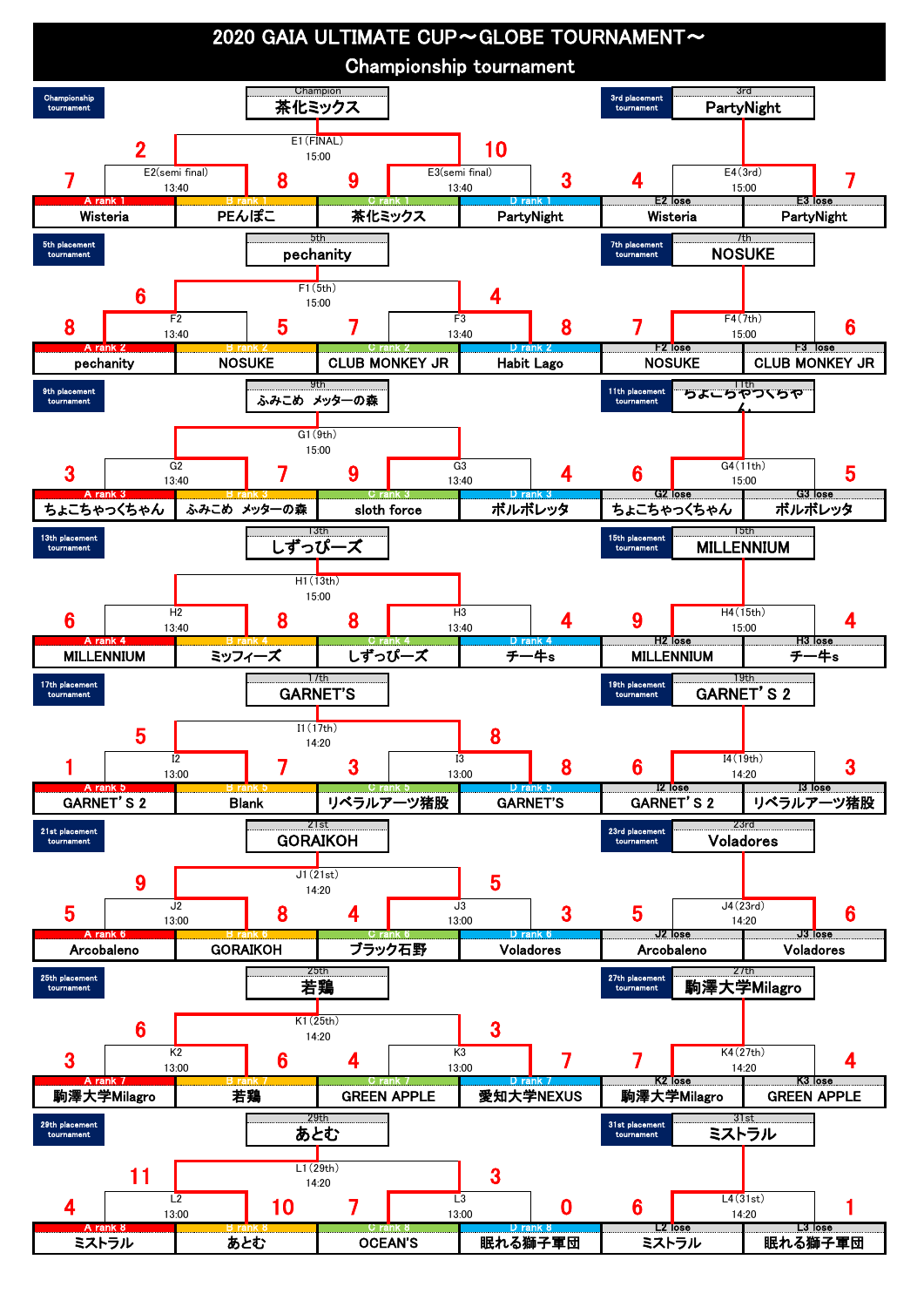# 2020 GAIA ULTIMATE CUP～GLOBE TOURNAMENT～

## Championship tournament

### Championship tournament

Champion: 茶化ミックス

| Match | Time | Team 1 | Score | Team 2 | Score |
|---|---|---|---|---|---|
| E2(semi final) | 13:40 | A rank 1 Wisteria | 7 | B rank 1 PEんぽこ | 8 |
| E3(semi final) | 13:40 | C rank 1 茶化ミックス | 9 | D rank 1 PartyNight | 3 |
| E1 (FINAL) | 15:00 | PEんぽこ | 2 | 茶化ミックス | 10 |

### 3rd placement tournament

3rd: PartyNight

| Match | Time | Team 1 | Score | Team 2 | Score |
|---|---|---|---|---|---|
| E4 (3rd) | 15:00 | E2 lose Wisteria | 4 | E3 lose PartyNight | 7 |

### 5th placement tournament

5th: pechanity

| Match | Time | Team 1 | Score | Team 2 | Score |
|---|---|---|---|---|---|
| F2 | 13:40 | A rank 2 pechanity | 8 | B rank 2 NOSUKE | 5 |
| F3 | 13:40 | C rank 2 CLUB MONKEY JR | 7 | D rank 2 Habit Lago | 8 |
| F1 (5th) | 15:00 | pechanity | 6 | Habit Lago | 4 |

### 7th placement tournament

7th: NOSUKE

| Match | Time | Team 1 | Score | Team 2 | Score |
|---|---|---|---|---|---|
| F4 (7th) | 15:00 | F2 lose NOSUKE | 7 | F3 lose CLUB MONKEY JR | 6 |

### 9th placement tournament

9th: ふみこめ メッターの森

| Match | Time | Team 1 | Score | Team 2 | Score |
|---|---|---|---|---|---|
| G2 | 13:40 | A rank 3 ちょこちゃっくちゃん | 3 | B rank 3 ふみこめ メッターの森 | 7 |
| G3 | 13:40 | C rank 3 sloth force | 9 | D rank 3 ボルボレッタ | 4 |
| G1 (9th) | 15:00 | ふみこめ メッターの森 | | sloth force | |

### 11th placement tournament

11th: ちょこちゃっくちゃん

| Match | Time | Team 1 | Score | Team 2 | Score |
|---|---|---|---|---|---|
| G4 (11th) | 15:00 | G2 lose ちょこちゃっくちゃん | 6 | G3 lose ボルボレッタ | 5 |

### 13th placement tournament

13th: しずっぴーズ

| Match | Time | Team 1 | Score | Team 2 | Score |
|---|---|---|---|---|---|
| H2 | 13:40 | A rank 4 MILLENNIUM | 6 | B rank 4 ミッフィーズ | 8 |
| H3 | 13:40 | C rank 4 しずっぴーズ | 8 | D rank 4 チー牛s | 4 |
| H1 (13th) | 15:00 | ミッフィーズ | | しずっぴーズ | |

### 15th placement tournament

15th: MILLENNIUM

| Match | Time | Team 1 | Score | Team 2 | Score |
|---|---|---|---|---|---|
| H4 (15th) | 15:00 | H2 lose MILLENNIUM | 9 | H3 lose チー牛s | 4 |

### 17th placement tournament

17th: GARNET'S

| Match | Time | Team 1 | Score | Team 2 | Score |
|---|---|---|---|---|---|
| I2 | 13:00 | A rank 5 GARNET' S 2 | 1 | B rank 5 Blank | 7 |
| I3 | 13:00 | C rank 5 リベラルアーツ猪股 | 3 | D rank 5 GARNET'S | 8 |
| I1 (17th) | 14:20 | Blank | 5 | GARNET'S | 8 |

### 19th placement tournament

19th: GARNET' S 2

| Match | Time | Team 1 | Score | Team 2 | Score |
|---|---|---|---|---|---|
| I4 (19th) | 14:20 | I2 lose GARNET' S 2 | 6 | I3 lose リベラルアーツ猪股 | 3 |

### 21st placement tournament

21st: GORAIKOH

| Match | Time | Team 1 | Score | Team 2 | Score |
|---|---|---|---|---|---|
| J2 | 13:00 | A rank 6 Arcobaleno | 5 | B rank 6 GORAIKOH | 8 |
| J3 | 13:00 | C rank 6 ブラック石野 | 4 | D rank 6 Voladores | 3 |
| J1 (21st) | 14:20 | GORAIKOH | 9 | ブラック石野 | 5 |

### 23rd placement tournament

23rd: Voladores

| Match | Time | Team 1 | Score | Team 2 | Score |
|---|---|---|---|---|---|
| J4 (23rd) | 14:20 | J2 lose Arcobaleno | 5 | J3 lose Voladores | 6 |

### 25th placement tournament

25th: 若鶏

| Match | Time | Team 1 | Score | Team 2 | Score |
|---|---|---|---|---|---|
| K2 | 13:00 | A rank 7 駒澤大学Milagro | 3 | B rank 7 若鶏 | 6 |
| K3 | 13:00 | C rank 7 GREEN APPLE | 4 | D rank 7 愛知大学NEXUS | 7 |
| K1 (25th) | 14:20 | 若鶏 | 6 | 愛知大学NEXUS | 3 |

### 27th placement tournament

27th: 駒澤大学Milagro

| Match | Time | Team 1 | Score | Team 2 | Score |
|---|---|---|---|---|---|
| K4 (27th) | 14:20 | K2 lose 駒澤大学Milagro | 7 | K3 lose GREEN APPLE | 4 |

### 29th placement tournament

29th: あとむ

| Match | Time | Team 1 | Score | Team 2 | Score |
|---|---|---|---|---|---|
| L2 | 13:00 | A rank 8 ミストラル | 4 | B rank 8 あとむ | 10 |
| L3 | 13:00 | C rank 8 OCEAN'S | 7 | D rank 8 眠れる獅子軍団 | 0 |
| L1 (29th) | 14:20 | あとむ | 11 | OCEAN'S | 3 |

### 31st placement tournament

31st: ミストラル

| Match | Time | Team 1 | Score | Team 2 | Score |
|---|---|---|---|---|---|
| L4 (31st) | 14:20 | L2 lose ミストラル | 6 | L3 lose 眠れる獅子軍団 | 1 |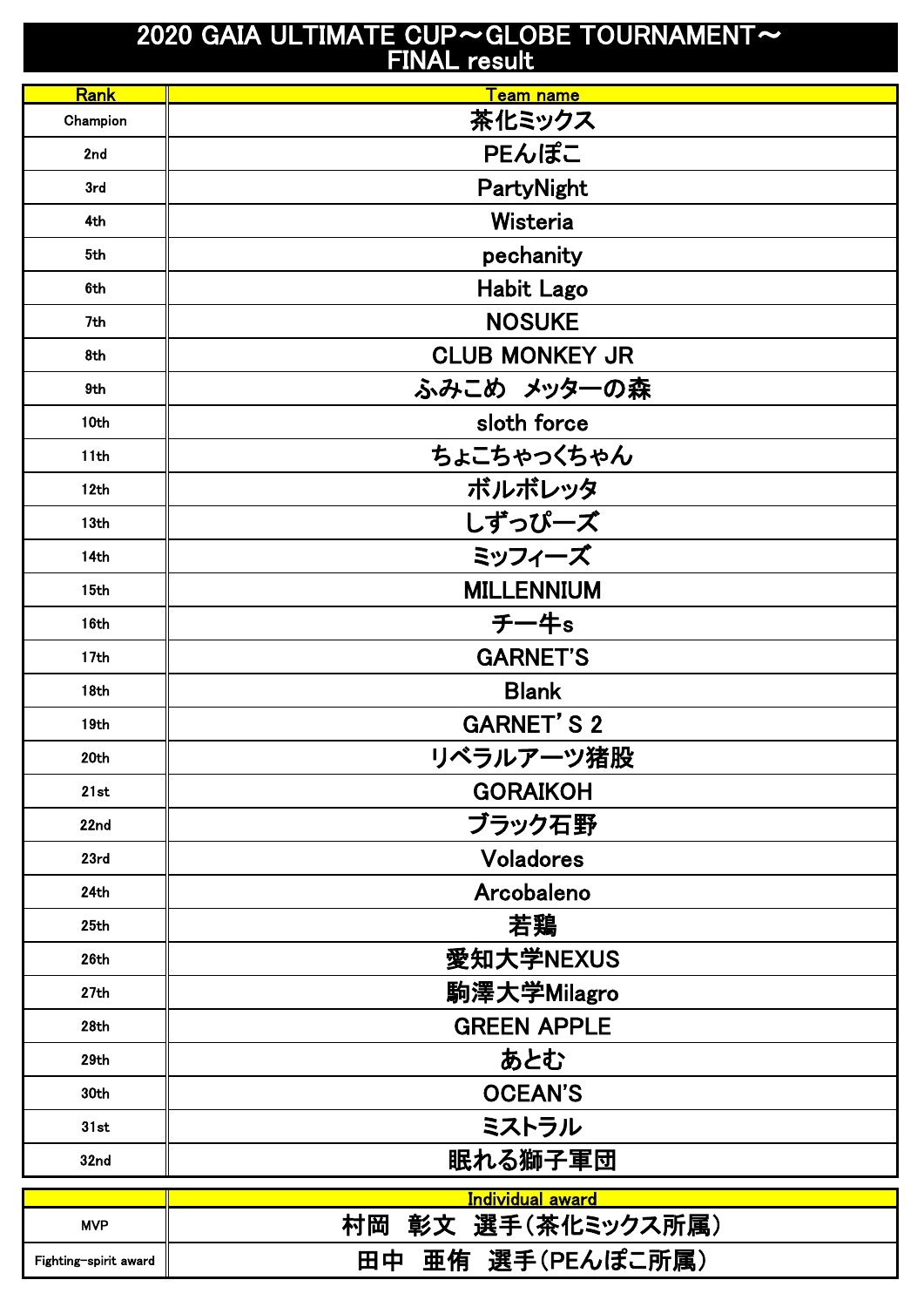# 2020 GAIA ULTIMATE CUP～GLOBE TOURNAMENT～
# FINAL result

| Rank | Team name |
|---|---|
| Champion | 茶化ミックス |
| 2nd | PEんぽこ |
| 3rd | PartyNight |
| 4th | Wisteria |
| 5th | pechanity |
| 6th | Habit Lago |
| 7th | NOSUKE |
| 8th | CLUB MONKEY JR |
| 9th | ふみこめ　メッターの森 |
| 10th | sloth force |
| 11th | ちょこちゃっくちゃん |
| 12th | ボルボレッタ |
| 13th | しずっぴーズ |
| 14th | ミッフィーズ |
| 15th | MILLENNIUM |
| 16th | チー牛s |
| 17th | GARNET'S |
| 18th | Blank |
| 19th | GARNET'S 2 |
| 20th | リベラルアーツ猪股 |
| 21st | GORAIKOH |
| 22nd | ブラック石野 |
| 23rd | Voladores |
| 24th | Arcobaleno |
| 25th | 若鶏 |
| 26th | 愛知大学NEXUS |
| 27th | 駒澤大学Milagro |
| 28th | GREEN APPLE |
| 29th | あとむ |
| 30th | OCEAN'S |
| 31st | ミストラル |
| 32nd | 眠れる獅子軍団 |

| | Individual award |
|---|---|
| MVP | 村岡　彰文　選手（茶化ミックス所属） |
| Fighting-spirit award | 田中　亜侑　選手（PEんぽこ所属） |